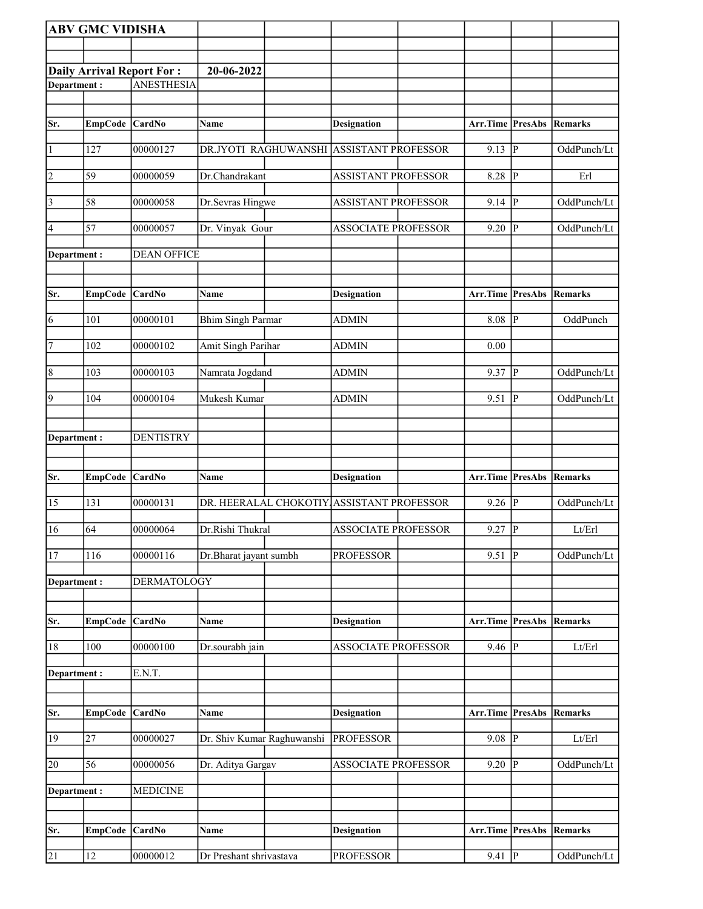**ABV GMC VIDISHA**

**Daily Arrival Report For :** **20-06-2022**

**Department :** ANESTHESIA

| Sr. | EmpCode | CardNo | Name | Designation | Arr.Time | PresAbs | Remarks |
|---|---|---|---|---|---|---|---|
| 1 | 127 | 00000127 | DR.JYOTI RAGHUWANSHI | ASSISTANT PROFESSOR | 9.13 | P | OddPunch/Lt |
| 2 | 59 | 00000059 | Dr.Chandrakant | ASSISTANT PROFESSOR | 8.28 | P | Erl |
| 3 | 58 | 00000058 | Dr.Sevras Hingwe | ASSISTANT PROFESSOR | 9.14 | P | OddPunch/Lt |
| 4 | 57 | 00000057 | Dr. Vinyak Gour | ASSOCIATE PROFESSOR | 9.20 | P | OddPunch/Lt |

**Department :** DEAN OFFICE

| Sr. | EmpCode | CardNo | Name | Designation | Arr.Time | PresAbs | Remarks |
|---|---|---|---|---|---|---|---|
| 6 | 101 | 00000101 | Bhim Singh Parmar | ADMIN | 8.08 | P | OddPunch |
| 7 | 102 | 00000102 | Amit Singh Parihar | ADMIN | 0.00 | | |
| 8 | 103 | 00000103 | Namrata Jogdand | ADMIN | 9.37 | P | OddPunch/Lt |
| 9 | 104 | 00000104 | Mukesh Kumar | ADMIN | 9.51 | P | OddPunch/Lt |

**Department :** DENTISTRY

| Sr. | EmpCode | CardNo | Name | Designation | Arr.Time | PresAbs | Remarks |
|---|---|---|---|---|---|---|---|
| 15 | 131 | 00000131 | DR. HEERALAL CHOKOTIY | ASSISTANT PROFESSOR | 9.26 | P | OddPunch/Lt |
| 16 | 64 | 00000064 | Dr.Rishi Thukral | ASSOCIATE PROFESSOR | 9.27 | P | Lt/Erl |
| 17 | 116 | 00000116 | Dr.Bharat jayant sumbh | PROFESSOR | 9.51 | P | OddPunch/Lt |

**Department :** DERMATOLOGY

| Sr. | EmpCode | CardNo | Name | Designation | Arr.Time | PresAbs | Remarks |
|---|---|---|---|---|---|---|---|
| 18 | 100 | 00000100 | Dr.sourabh jain | ASSOCIATE PROFESSOR | 9.46 | P | Lt/Erl |

**Department :** E.N.T.

| Sr. | EmpCode | CardNo | Name | Designation | Arr.Time | PresAbs | Remarks |
|---|---|---|---|---|---|---|---|
| 19 | 27 | 00000027 | Dr. Shiv Kumar Raghuwanshi | PROFESSOR | 9.08 | P | Lt/Erl |
| 20 | 56 | 00000056 | Dr. Aditya Gargav | ASSOCIATE PROFESSOR | 9.20 | P | OddPunch/Lt |

**Department :** MEDICINE

| Sr. | EmpCode | CardNo | Name | Designation | Arr.Time | PresAbs | Remarks |
|---|---|---|---|---|---|---|---|
| 21 | 12 | 00000012 | Dr Preshant shrivastava | PROFESSOR | 9.41 | P | OddPunch/Lt |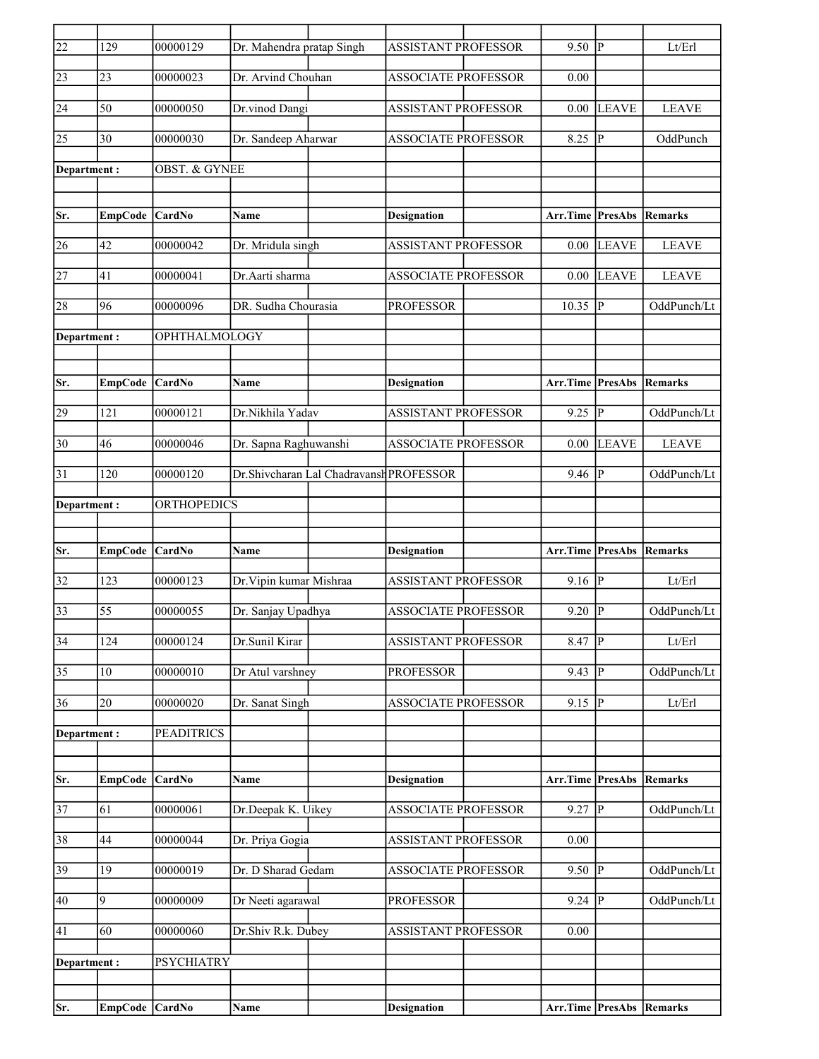| Sr. | EmpCode | CardNo | Name | Designation | Arr.Time | PresAbs | Remarks |
|---|---|---|---|---|---|---|---|
| 22 | 129 | 00000129 | Dr. Mahendra pratap Singh | ASSISTANT PROFESSOR | 9.50 | P | Lt/Erl |
| 23 | 23 | 00000023 | Dr. Arvind Chouhan | ASSOCIATE PROFESSOR | 0.00 | | |
| 24 | 50 | 00000050 | Dr.vinod Dangi | ASSISTANT PROFESSOR | 0.00 | LEAVE | LEAVE |
| 25 | 30 | 00000030 | Dr. Sandeep Aharwar | ASSOCIATE PROFESSOR | 8.25 | P | OddPunch |

Department : OBST. & GYNEE

| Sr. | EmpCode | CardNo | Name | Designation | Arr.Time | PresAbs | Remarks |
|---|---|---|---|---|---|---|---|
| 26 | 42 | 00000042 | Dr. Mridula singh | ASSISTANT PROFESSOR | 0.00 | LEAVE | LEAVE |
| 27 | 41 | 00000041 | Dr.Aarti sharma | ASSOCIATE PROFESSOR | 0.00 | LEAVE | LEAVE |
| 28 | 96 | 00000096 | DR. Sudha Chourasia | PROFESSOR | 10.35 | P | OddPunch/Lt |

Department : OPHTHALMOLOGY

| Sr. | EmpCode | CardNo | Name | Designation | Arr.Time | PresAbs | Remarks |
|---|---|---|---|---|---|---|---|
| 29 | 121 | 00000121 | Dr.Nikhila Yadav | ASSISTANT PROFESSOR | 9.25 | P | OddPunch/Lt |
| 30 | 46 | 00000046 | Dr. Sapna Raghuwanshi | ASSOCIATE PROFESSOR | 0.00 | LEAVE | LEAVE |
| 31 | 120 | 00000120 | Dr.Shivcharan Lal Chadravansh | PROFESSOR | 9.46 | P | OddPunch/Lt |

Department : ORTHOPEDICS

| Sr. | EmpCode | CardNo | Name | Designation | Arr.Time | PresAbs | Remarks |
|---|---|---|---|---|---|---|---|
| 32 | 123 | 00000123 | Dr.Vipin kumar Mishraa | ASSISTANT PROFESSOR | 9.16 | P | Lt/Erl |
| 33 | 55 | 00000055 | Dr. Sanjay Upadhya | ASSOCIATE PROFESSOR | 9.20 | P | OddPunch/Lt |
| 34 | 124 | 00000124 | Dr.Sunil Kirar | ASSISTANT PROFESSOR | 8.47 | P | Lt/Erl |
| 35 | 10 | 00000010 | Dr Atul varshney | PROFESSOR | 9.43 | P | OddPunch/Lt |
| 36 | 20 | 00000020 | Dr. Sanat Singh | ASSOCIATE PROFESSOR | 9.15 | P | Lt/Erl |

Department : PEADITRICS

| Sr. | EmpCode | CardNo | Name | Designation | Arr.Time | PresAbs | Remarks |
|---|---|---|---|---|---|---|---|
| 37 | 61 | 00000061 | Dr.Deepak K. Uikey | ASSOCIATE PROFESSOR | 9.27 | P | OddPunch/Lt |
| 38 | 44 | 00000044 | Dr. Priya Gogia | ASSISTANT PROFESSOR | 0.00 | | |
| 39 | 19 | 00000019 | Dr. D Sharad Gedam | ASSOCIATE PROFESSOR | 9.50 | P | OddPunch/Lt |
| 40 | 9 | 00000009 | Dr Neeti agarawal | PROFESSOR | 9.24 | P | OddPunch/Lt |
| 41 | 60 | 00000060 | Dr.Shiv R.k. Dubey | ASSISTANT PROFESSOR | 0.00 | | |

Department : PSYCHIATRY

| Sr. | EmpCode | CardNo | Name | Designation | Arr.Time | PresAbs | Remarks |
|---|---|---|---|---|---|---|---|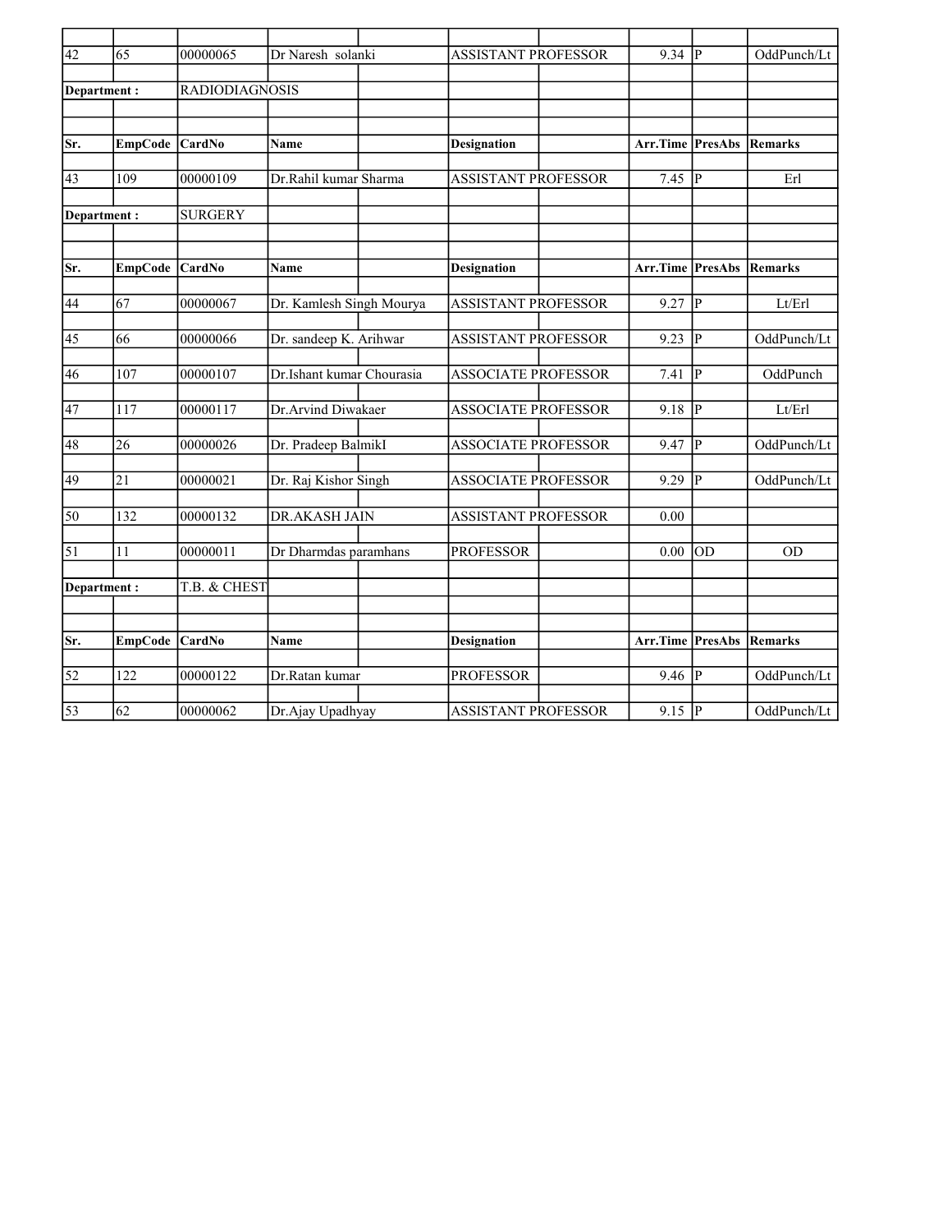| Sr. | EmpCode | CardNo | Name | Designation | Arr.Time | PresAbs | Remarks |
|---|---|---|---|---|---|---|---|
| 42 | 65 | 00000065 | Dr Naresh solanki | ASSISTANT PROFESSOR | 9.34 | P | OddPunch/Lt |

| Department : | RADIODIAGNOSIS | | | | | | |
|---|---|---|---|---|---|---|---|
| Sr. | EmpCode | CardNo | Name | Designation | Arr.Time | PresAbs | Remarks |
| 43 | 109 | 00000109 | Dr.Rahil kumar Sharma | ASSISTANT PROFESSOR | 7.45 | P | Erl |

| Department : | SURGERY | | | | | | |
|---|---|---|---|---|---|---|---|
| Sr. | EmpCode | CardNo | Name | Designation | Arr.Time | PresAbs | Remarks |
| 44 | 67 | 00000067 | Dr. Kamlesh Singh Mourya | ASSISTANT PROFESSOR | 9.27 | P | Lt/Erl |
| 45 | 66 | 00000066 | Dr. sandeep K. Arihwar | ASSISTANT PROFESSOR | 9.23 | P | OddPunch/Lt |
| 46 | 107 | 00000107 | Dr.Ishant kumar Chourasia | ASSOCIATE PROFESSOR | 7.41 | P | OddPunch |
| 47 | 117 | 00000117 | Dr.Arvind Diwakaer | ASSOCIATE PROFESSOR | 9.18 | P | Lt/Erl |
| 48 | 26 | 00000026 | Dr. Pradeep BalmikI | ASSOCIATE PROFESSOR | 9.47 | P | OddPunch/Lt |
| 49 | 21 | 00000021 | Dr. Raj Kishor Singh | ASSOCIATE PROFESSOR | 9.29 | P | OddPunch/Lt |
| 50 | 132 | 00000132 | DR.AKASH JAIN | ASSISTANT PROFESSOR | 0.00 | | |
| 51 | 11 | 00000011 | Dr Dharmdas paramhans | PROFESSOR | 0.00 | OD | OD |

| Department : | T.B. & CHEST | | | | | | |
|---|---|---|---|---|---|---|---|
| Sr. | EmpCode | CardNo | Name | Designation | Arr.Time | PresAbs | Remarks |
| 52 | 122 | 00000122 | Dr.Ratan kumar | PROFESSOR | 9.46 | P | OddPunch/Lt |
| 53 | 62 | 00000062 | Dr.Ajay Upadhyay | ASSISTANT PROFESSOR | 9.15 | P | OddPunch/Lt |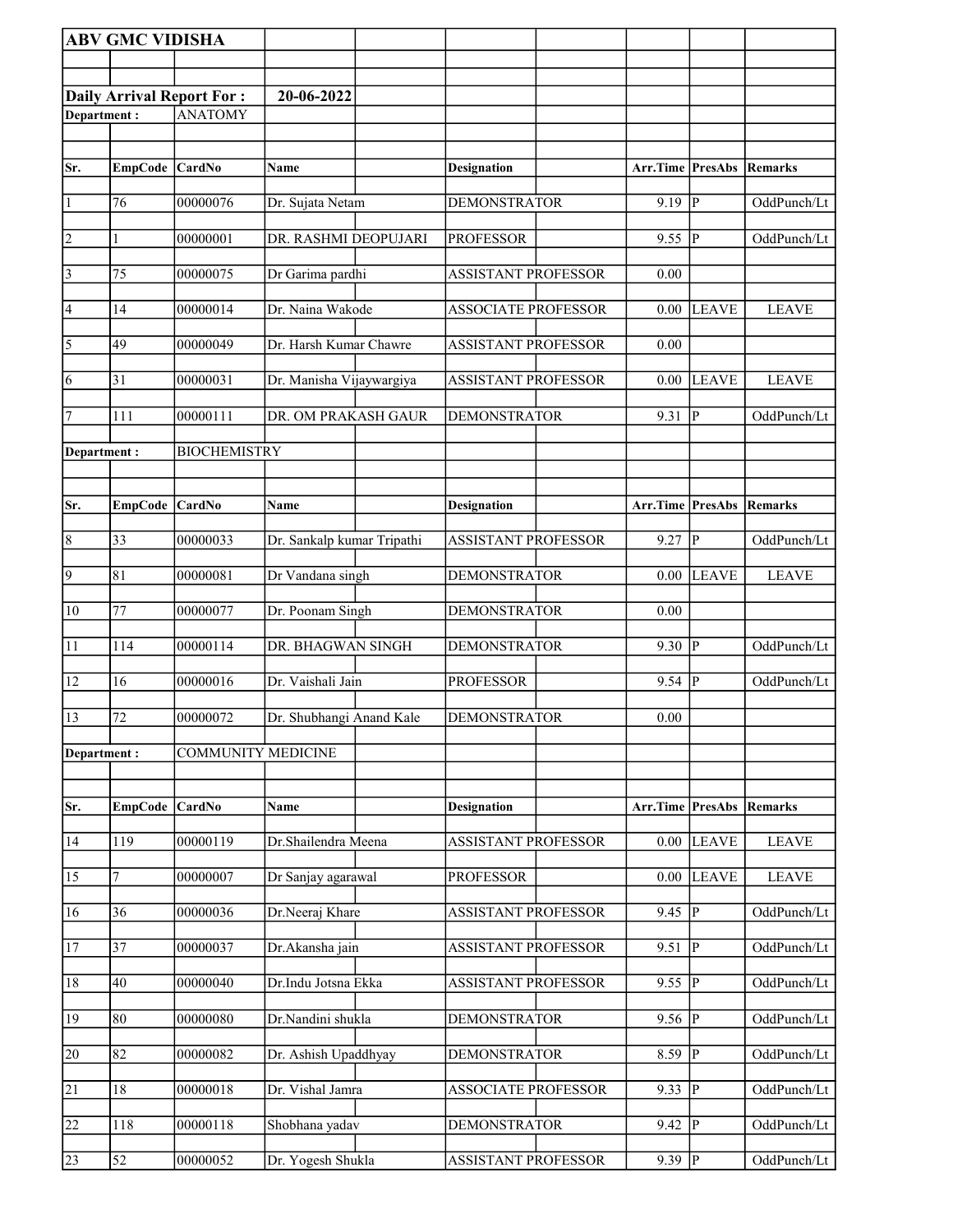**ABV GMC VIDISHA**

**Daily Arrival Report For :** **20-06-2022**

**Department :** ANATOMY

| Sr. | EmpCode | CardNo | Name | Designation | Arr.Time | PresAbs | Remarks |
|---|---|---|---|---|---|---|---|
| 1 | 76 | 00000076 | Dr. Sujata Netam | DEMONSTRATOR | 9.19 | P | OddPunch/Lt |
| 2 | 1 | 00000001 | DR. RASHMI DEOPUJARI | PROFESSOR | 9.55 | P | OddPunch/Lt |
| 3 | 75 | 00000075 | Dr Garima pardhi | ASSISTANT PROFESSOR | 0.00 | | |
| 4 | 14 | 00000014 | Dr. Naina Wakode | ASSOCIATE PROFESSOR | 0.00 | LEAVE | LEAVE |
| 5 | 49 | 00000049 | Dr. Harsh Kumar Chawre | ASSISTANT PROFESSOR | 0.00 | | |
| 6 | 31 | 00000031 | Dr. Manisha Vijaywargiya | ASSISTANT PROFESSOR | 0.00 | LEAVE | LEAVE |
| 7 | 111 | 00000111 | DR. OM PRAKASH GAUR | DEMONSTRATOR | 9.31 | P | OddPunch/Lt |

**Department :** BIOCHEMISTRY

| Sr. | EmpCode | CardNo | Name | Designation | Arr.Time | PresAbs | Remarks |
|---|---|---|---|---|---|---|---|
| 8 | 33 | 00000033 | Dr. Sankalp kumar Tripathi | ASSISTANT PROFESSOR | 9.27 | P | OddPunch/Lt |
| 9 | 81 | 00000081 | Dr Vandana singh | DEMONSTRATOR | 0.00 | LEAVE | LEAVE |
| 10 | 77 | 00000077 | Dr. Poonam Singh | DEMONSTRATOR | 0.00 | | |
| 11 | 114 | 00000114 | DR. BHAGWAN SINGH | DEMONSTRATOR | 9.30 | P | OddPunch/Lt |
| 12 | 16 | 00000016 | Dr. Vaishali Jain | PROFESSOR | 9.54 | P | OddPunch/Lt |
| 13 | 72 | 00000072 | Dr. Shubhangi Anand Kale | DEMONSTRATOR | 0.00 | | |

**Department :** COMMUNITY MEDICINE

| Sr. | EmpCode | CardNo | Name | Designation | Arr.Time | PresAbs | Remarks |
|---|---|---|---|---|---|---|---|
| 14 | 119 | 00000119 | Dr.Shailendra Meena | ASSISTANT PROFESSOR | 0.00 | LEAVE | LEAVE |
| 15 | 7 | 00000007 | Dr Sanjay agarawal | PROFESSOR | 0.00 | LEAVE | LEAVE |
| 16 | 36 | 00000036 | Dr.Neeraj Khare | ASSISTANT PROFESSOR | 9.45 | P | OddPunch/Lt |
| 17 | 37 | 00000037 | Dr.Akansha jain | ASSISTANT PROFESSOR | 9.51 | P | OddPunch/Lt |
| 18 | 40 | 00000040 | Dr.Indu Jotsna Ekka | ASSISTANT PROFESSOR | 9.55 | P | OddPunch/Lt |
| 19 | 80 | 00000080 | Dr.Nandini shukla | DEMONSTRATOR | 9.56 | P | OddPunch/Lt |
| 20 | 82 | 00000082 | Dr. Ashish Upaddhyay | DEMONSTRATOR | 8.59 | P | OddPunch/Lt |
| 21 | 18 | 00000018 | Dr. Vishal Jamra | ASSOCIATE PROFESSOR | 9.33 | P | OddPunch/Lt |
| 22 | 118 | 00000118 | Shobhana yadav | DEMONSTRATOR | 9.42 | P | OddPunch/Lt |
| 23 | 52 | 00000052 | Dr. Yogesh Shukla | ASSISTANT PROFESSOR | 9.39 | P | OddPunch/Lt |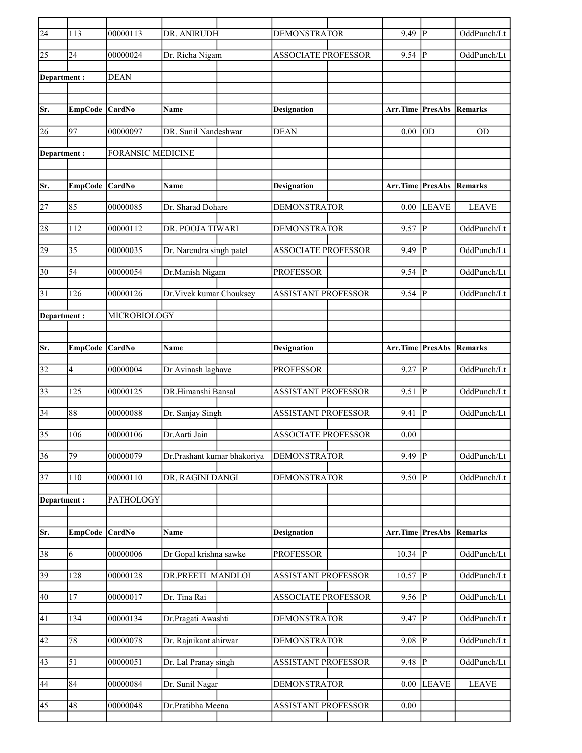| Sr. | EmpCode | CardNo | Name | Designation | Arr.Time | PresAbs | Remarks |
|---|---|---|---|---|---|---|---|
| 24 | 113 | 00000113 | DR. ANIRUDH | DEMONSTRATOR | 9.49 | P | OddPunch/Lt |
| 25 | 24 | 00000024 | Dr. Richa Nigam | ASSOCIATE PROFESSOR | 9.54 | P | OddPunch/Lt |
| **Department :** | | DEAN | | | | | |
| **Sr.** | **EmpCode** | **CardNo** | **Name** | **Designation** | **Arr.Time** | **PresAbs** | **Remarks** |
| 26 | 97 | 00000097 | DR. Sunil Nandeshwar | DEAN | 0.00 | OD | OD |
| **Department :** | | FORANSIC MEDICINE | | | | | |
| **Sr.** | **EmpCode** | **CardNo** | **Name** | **Designation** | **Arr.Time** | **PresAbs** | **Remarks** |
| 27 | 85 | 00000085 | Dr. Sharad Dohare | DEMONSTRATOR | 0.00 | LEAVE | LEAVE |
| 28 | 112 | 00000112 | DR. POOJA TIWARI | DEMONSTRATOR | 9.57 | P | OddPunch/Lt |
| 29 | 35 | 00000035 | Dr. Narendra singh patel | ASSOCIATE PROFESSOR | 9.49 | P | OddPunch/Lt |
| 30 | 54 | 00000054 | Dr.Manish Nigam | PROFESSOR | 9.54 | P | OddPunch/Lt |
| 31 | 126 | 00000126 | Dr.Vivek kumar Chouksey | ASSISTANT PROFESSOR | 9.54 | P | OddPunch/Lt |
| **Department :** | | MICROBIOLOGY | | | | | |
| **Sr.** | **EmpCode** | **CardNo** | **Name** | **Designation** | **Arr.Time** | **PresAbs** | **Remarks** |
| 32 | 4 | 00000004 | Dr Avinash laghave | PROFESSOR | 9.27 | P | OddPunch/Lt |
| 33 | 125 | 00000125 | DR.Himanshi Bansal | ASSISTANT PROFESSOR | 9.51 | P | OddPunch/Lt |
| 34 | 88 | 00000088 | Dr. Sanjay Singh | ASSISTANT PROFESSOR | 9.41 | P | OddPunch/Lt |
| 35 | 106 | 00000106 | Dr.Aarti Jain | ASSOCIATE PROFESSOR | 0.00 | | |
| 36 | 79 | 00000079 | Dr.Prashant kumar bhakoriya | DEMONSTRATOR | 9.49 | P | OddPunch/Lt |
| 37 | 110 | 00000110 | DR, RAGINI DANGI | DEMONSTRATOR | 9.50 | P | OddPunch/Lt |
| **Department :** | | PATHOLOGY | | | | | |
| **Sr.** | **EmpCode** | **CardNo** | **Name** | **Designation** | **Arr.Time** | **PresAbs** | **Remarks** |
| 38 | 6 | 00000006 | Dr Gopal krishna sawke | PROFESSOR | 10.34 | P | OddPunch/Lt |
| 39 | 128 | 00000128 | DR.PREETI MANDLOI | ASSISTANT PROFESSOR | 10.57 | P | OddPunch/Lt |
| 40 | 17 | 00000017 | Dr. Tina Rai | ASSOCIATE PROFESSOR | 9.56 | P | OddPunch/Lt |
| 41 | 134 | 00000134 | Dr.Pragati Awashti | DEMONSTRATOR | 9.47 | P | OddPunch/Lt |
| 42 | 78 | 00000078 | Dr. Rajnikant ahirwar | DEMONSTRATOR | 9.08 | P | OddPunch/Lt |
| 43 | 51 | 00000051 | Dr. Lal Pranay singh | ASSISTANT PROFESSOR | 9.48 | P | OddPunch/Lt |
| 44 | 84 | 00000084 | Dr. Sunil Nagar | DEMONSTRATOR | 0.00 | LEAVE | LEAVE |
| 45 | 48 | 00000048 | Dr.Pratibha Meena | ASSISTANT PROFESSOR | 0.00 | | |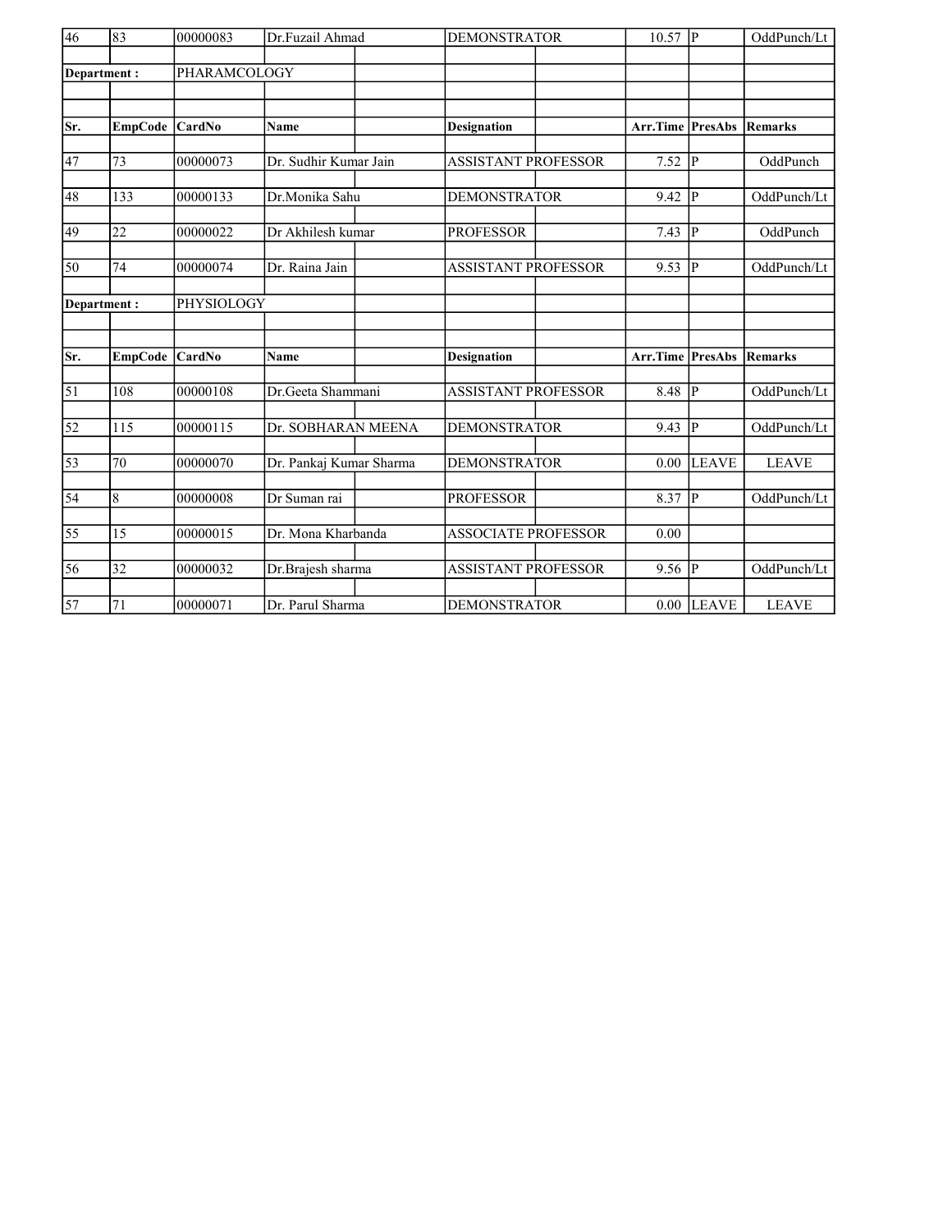| | | | | | | | |
|---|---|---|---|---|---|---|---|
| 46 | 83 | 00000083 | Dr.Fuzail Ahmad | DEMONSTRATOR | 10.57 | P | OddPunch/Lt |
| **Department :** | | PHARAMCOLOGY | | | | | |
| **Sr.** | **EmpCode** | **CardNo** | **Name** | **Designation** | **Arr.Time** | **PresAbs** | **Remarks** |
| 47 | 73 | 00000073 | Dr. Sudhir Kumar Jain | ASSISTANT PROFESSOR | 7.52 | P | OddPunch |
| 48 | 133 | 00000133 | Dr.Monika Sahu | DEMONSTRATOR | 9.42 | P | OddPunch/Lt |
| 49 | 22 | 00000022 | Dr Akhilesh kumar | PROFESSOR | 7.43 | P | OddPunch |
| 50 | 74 | 00000074 | Dr. Raina Jain | ASSISTANT PROFESSOR | 9.53 | P | OddPunch/Lt |
| **Department :** | | PHYSIOLOGY | | | | | |
| **Sr.** | **EmpCode** | **CardNo** | **Name** | **Designation** | **Arr.Time** | **PresAbs** | **Remarks** |
| 51 | 108 | 00000108 | Dr.Geeta Shammani | ASSISTANT PROFESSOR | 8.48 | P | OddPunch/Lt |
| 52 | 115 | 00000115 | Dr. SOBHARAN MEENA | DEMONSTRATOR | 9.43 | P | OddPunch/Lt |
| 53 | 70 | 00000070 | Dr. Pankaj Kumar Sharma | DEMONSTRATOR | 0.00 | LEAVE | LEAVE |
| 54 | 8 | 00000008 | Dr Suman rai | PROFESSOR | 8.37 | P | OddPunch/Lt |
| 55 | 15 | 00000015 | Dr. Mona Kharbanda | ASSOCIATE PROFESSOR | 0.00 | | |
| 56 | 32 | 00000032 | Dr.Brajesh sharma | ASSISTANT PROFESSOR | 9.56 | P | OddPunch/Lt |
| 57 | 71 | 00000071 | Dr. Parul Sharma | DEMONSTRATOR | 0.00 | LEAVE | LEAVE |